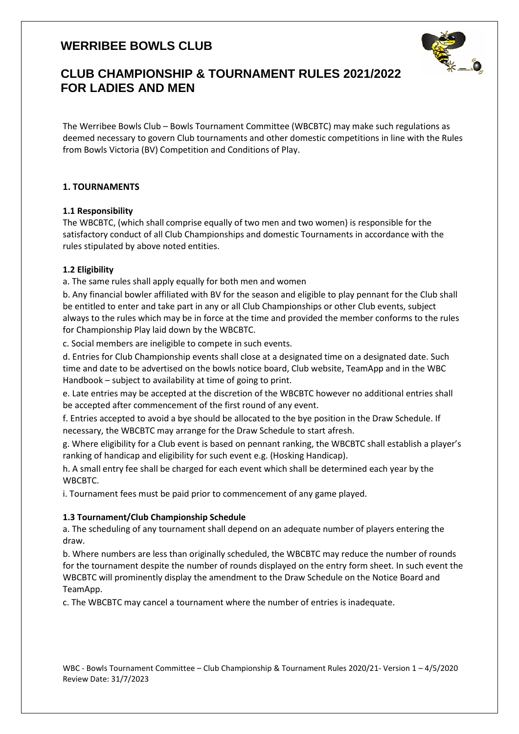# WERRIBEE BOWLS CLUB

## CLUB CHAMPIONSHIP & TOURNAMENT RULES 2021/2022 FOR LADIES AND MEN

The Werribee Bowls Club – Bowls Tournament Committee (WBCBTC) may make such regulations as deemed necessary to govern Club tournaments and other domestic competitions in line with the Rules from Bowls Victoria (BV) Competition and Conditions of Play.

### 1. TOURNAMENTS

#### 1.1 Responsibility

The WBCBTC, (which shall comprise equally of two men and two women) is responsible for the satisfactory conduct of all Club Championships and domestic Tournaments in accordance with the rules stipulated by above noted entities.

#### 1.2 Eligibility

a. The same rules shall apply equally for both men and women

b. Any financial bowler affiliated with BV for the season and eligible to play pennant for the Club shall be entitled to enter and take part in any or all Club Championships or other Club events, subject always to the rules which may be in force at the time and provided the member conforms to the rules for Championship Play laid down by the WBCBTC.

c. Social members are ineligible to compete in such events.

d. Entries for Club Championship events shall close at a designated time on a designated date. Such time and date to be advertised on the bowls notice board, Club website, TeamApp and in the WBC Handbook – subject to availability at time of going to print.

e. Late entries may be accepted at the discretion of the WBCBTC however no additional entries shall be accepted after commencement of the first round of any event.

f. Entries accepted to avoid a bye should be allocated to the bye position in the Draw Schedule. If necessary, the WBCBTC may arrange for the Draw Schedule to start afresh.

g. Where eligibility for a Club event is based on pennant ranking, the WBCBTC shall establish a player's ranking of handicap and eligibility for such event e.g. (Hosking Handicap).

h. A small entry fee shall be charged for each event which shall be determined each year by the WBCBTC.

i. Tournament fees must be paid prior to commencement of any game played.

#### 1.3 Tournament/Club Championship Schedule

a. The scheduling of any tournament shall depend on an adequate number of players entering the draw.

b. Where numbers are less than originally scheduled, the WBCBTC may reduce the number of rounds for the tournament despite the number of rounds displayed on the entry form sheet. In such event the WBCBTC will prominently display the amendment to the Draw Schedule on the Notice Board and TeamApp.

c. The WBCBTC may cancel a tournament where the number of entries is inadequate.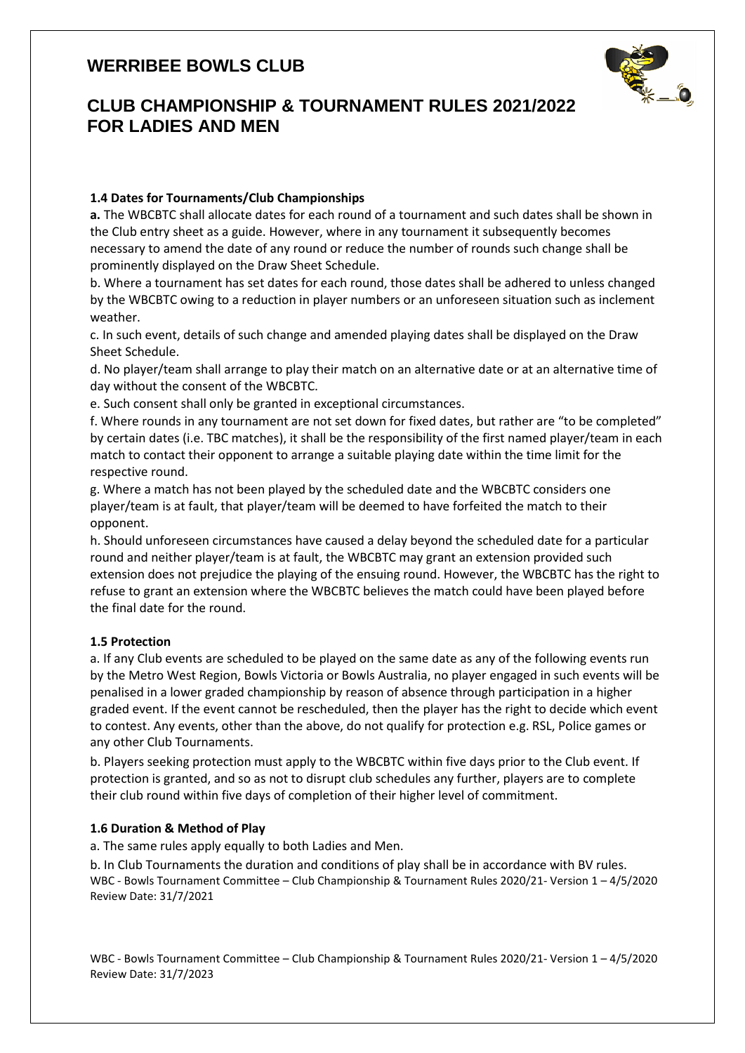# WERRIBEE BOWLS CLUB

## CLUB CHAMPIONSHIP & TOURNAMENT RULES 2021/2022 FOR LADIES AND MEN

**1.4 Dates for Tournaments/Club Championships**

**a.** The WBCBTC shall allocate dates for each round of a tournament and such dates shall be shown in the Club entry sheet as a guide. However, where in any tournament it subsequently becomes necessary to amend the date of any round or reduce the number of rounds such change shall be prominently displayed on the Draw Sheet Schedule.

b. Where a tournament has set dates for each round, those dates shall be adhered to unless changed by the WBCBTC owing to a reduction in player numbers or an unforeseen situation such as inclement weather.

c. In such event, details of such change and amended playing dates shall be displayed on the Draw Sheet Schedule.

d. No player/team shall arrange to play their match on an alternative date or at an alternative time of day without the consent of the WBCBTC.

e. Such consent shall only be granted in exceptional circumstances.

f. Where rounds in any tournament are not set down for fixed dates, but rather are "to be completed" by certain dates (i.e. TBC matches), it shall be the responsibility of the first named player/team in each match to contact their opponent to arrange a suitable playing date within the time limit for the respective round.

g. Where a match has not been played by the scheduled date and the WBCBTC considers one player/team is at fault, that player/team will be deemed to have forfeited the match to their opponent.

h. Should unforeseen circumstances have caused a delay beyond the scheduled date for a particular round and neither player/team is at fault, the WBCBTC may grant an extension provided such extension does not prejudice the playing of the ensuing round. However, the WBCBTC has the right to refuse to grant an extension where the WBCBTC believes the match could have been played before the final date for the round.

**1.5 Protection**

a. If any Club events are scheduled to be played on the same date as any of the following events run by the Metro West Region, Bowls Victoria or Bowls Australia, no player engaged in such events will be penalised in a lower graded championship by reason of absence through participation in a higher graded event. If the event cannot be rescheduled, then the player has the right to decide which event to contest. Any events, other than the above, do not qualify for protection e.g. RSL, Police games or any other Club Tournaments.

b. Players seeking protection must apply to the WBCBTC within five days prior to the Club event. If protection is granted, and so as not to disrupt club schedules any further, players are to complete their club round within five days of completion of their higher level of commitment.

**1.6 Duration & Method of Play**

a. The same rules apply equally to both Ladies and Men.

b. In Club Tournaments the duration and conditions of play shall be in accordance with BV rules.

WBC - Bowls Tournament Committee – Club Championship & Tournament Rules 2020/21- Version 1 – 4/5/2020
Review Date: 31/7/2021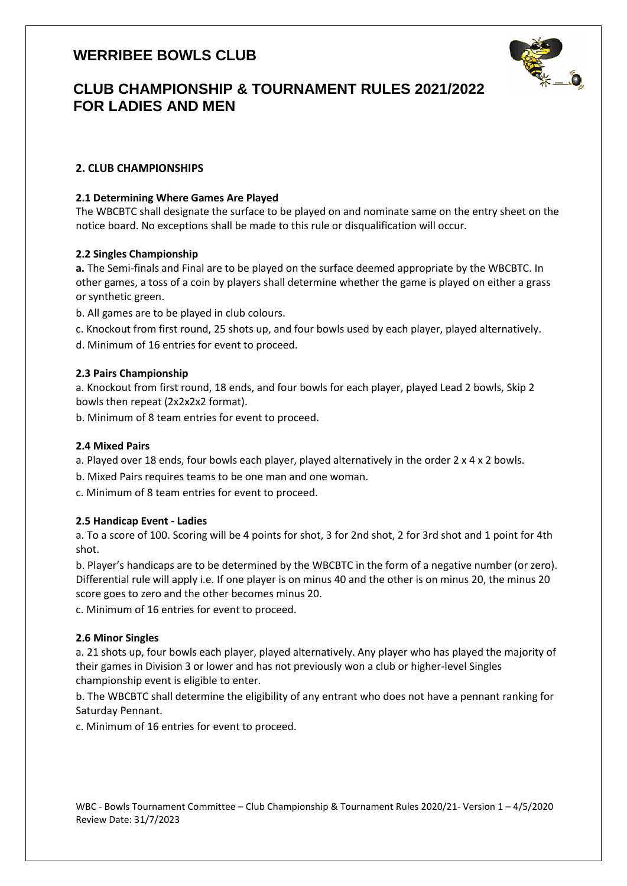# WERRIBEE BOWLS CLUB

## CLUB CHAMPIONSHIP & TOURNAMENT RULES 2021/2022 FOR LADIES AND MEN

### 2. CLUB CHAMPIONSHIPS

**2.1 Determining Where Games Are Played**

The WBCBTC shall designate the surface to be played on and nominate same on the entry sheet on the notice board. No exceptions shall be made to this rule or disqualification will occur.

**2.2 Singles Championship**

**a.** The Semi-finals and Final are to be played on the surface deemed appropriate by the WBCBTC. In other games, a toss of a coin by players shall determine whether the game is played on either a grass or synthetic green.

b. All games are to be played in club colours.

c. Knockout from first round, 25 shots up, and four bowls used by each player, played alternatively.

d. Minimum of 16 entries for event to proceed.

**2.3 Pairs Championship**

a. Knockout from first round, 18 ends, and four bowls for each player, played Lead 2 bowls, Skip 2 bowls then repeat (2x2x2x2 format).

b. Minimum of 8 team entries for event to proceed.

**2.4 Mixed Pairs**

a. Played over 18 ends, four bowls each player, played alternatively in the order 2 x 4 x 2 bowls.

b. Mixed Pairs requires teams to be one man and one woman.

c. Minimum of 8 team entries for event to proceed.

**2.5 Handicap Event - Ladies**

a. To a score of 100. Scoring will be 4 points for shot, 3 for 2nd shot, 2 for 3rd shot and 1 point for 4th shot.

b. Player's handicaps are to be determined by the WBCBTC in the form of a negative number (or zero). Differential rule will apply i.e. If one player is on minus 40 and the other is on minus 20, the minus 20 score goes to zero and the other becomes minus 20.

c. Minimum of 16 entries for event to proceed.

**2.6 Minor Singles**

a. 21 shots up, four bowls each player, played alternatively. Any player who has played the majority of their games in Division 3 or lower and has not previously won a club or higher-level Singles championship event is eligible to enter.

b. The WBCBTC shall determine the eligibility of any entrant who does not have a pennant ranking for Saturday Pennant.

c. Minimum of 16 entries for event to proceed.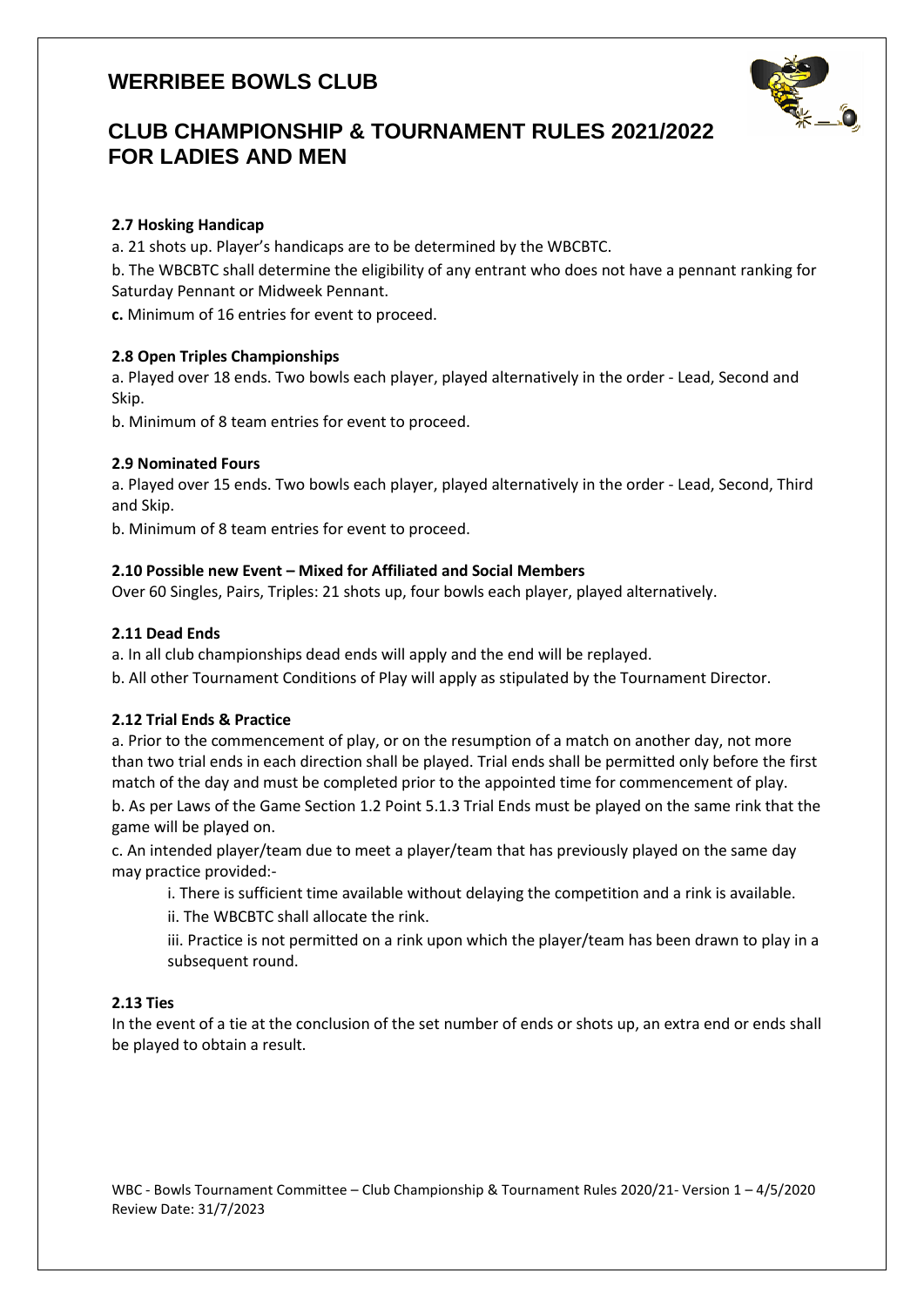### 2.7 Hosking Handicap

a. 21 shots up. Player's handicaps are to be determined by the WBCBTC.

b. The WBCBTC shall determine the eligibility of any entrant who does not have a pennant ranking for Saturday Pennant or Midweek Pennant.

**c.** Minimum of 16 entries for event to proceed.

### 2.8 Open Triples Championships

a. Played over 18 ends. Two bowls each player, played alternatively in the order - Lead, Second and Skip.

b. Minimum of 8 team entries for event to proceed.

### 2.9 Nominated Fours

a. Played over 15 ends. Two bowls each player, played alternatively in the order - Lead, Second, Third and Skip.

b. Minimum of 8 team entries for event to proceed.

### 2.10 Possible new Event – Mixed for Affiliated and Social Members

Over 60 Singles, Pairs, Triples: 21 shots up, four bowls each player, played alternatively.

### 2.11 Dead Ends

a. In all club championships dead ends will apply and the end will be replayed.

b. All other Tournament Conditions of Play will apply as stipulated by the Tournament Director.

### 2.12 Trial Ends & Practice

a. Prior to the commencement of play, or on the resumption of a match on another day, not more than two trial ends in each direction shall be played. Trial ends shall be permitted only before the first match of the day and must be completed prior to the appointed time for commencement of play.

b. As per Laws of the Game Section 1.2 Point 5.1.3 Trial Ends must be played on the same rink that the game will be played on.

c. An intended player/team due to meet a player/team that has previously played on the same day may practice provided:-

i. There is sufficient time available without delaying the competition and a rink is available.

ii. The WBCBTC shall allocate the rink.

iii. Practice is not permitted on a rink upon which the player/team has been drawn to play in a subsequent round.

### 2.13 Ties

In the event of a tie at the conclusion of the set number of ends or shots up, an extra end or ends shall be played to obtain a result.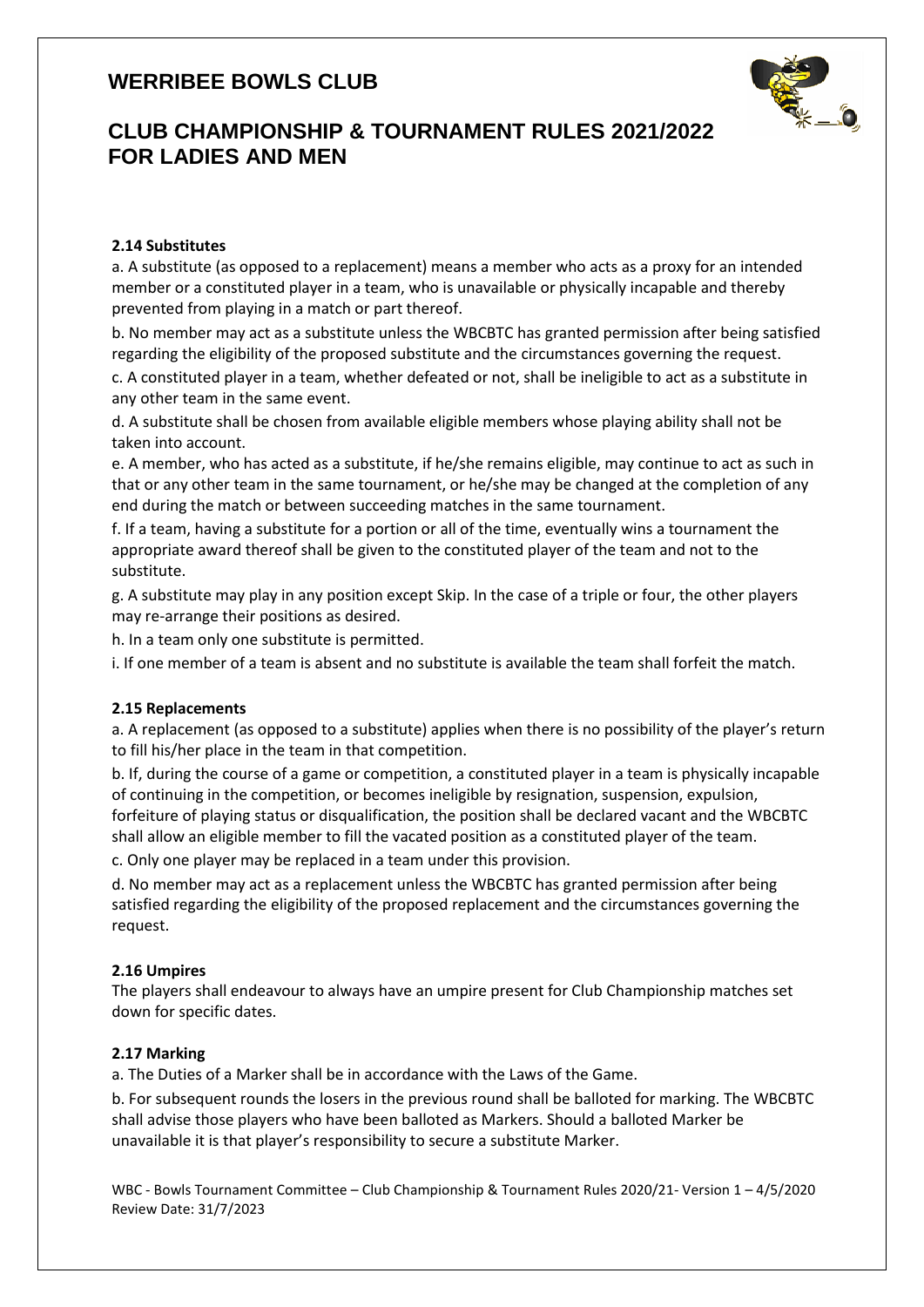#### 2.14 Substitutes

a. A substitute (as opposed to a replacement) means a member who acts as a proxy for an intended member or a constituted player in a team, who is unavailable or physically incapable and thereby prevented from playing in a match or part thereof.

b. No member may act as a substitute unless the WBCBTC has granted permission after being satisfied regarding the eligibility of the proposed substitute and the circumstances governing the request.

c. A constituted player in a team, whether defeated or not, shall be ineligible to act as a substitute in any other team in the same event.

d. A substitute shall be chosen from available eligible members whose playing ability shall not be taken into account.

e. A member, who has acted as a substitute, if he/she remains eligible, may continue to act as such in that or any other team in the same tournament, or he/she may be changed at the completion of any end during the match or between succeeding matches in the same tournament.

f. If a team, having a substitute for a portion or all of the time, eventually wins a tournament the appropriate award thereof shall be given to the constituted player of the team and not to the substitute.

g. A substitute may play in any position except Skip. In the case of a triple or four, the other players may re-arrange their positions as desired.

h. In a team only one substitute is permitted.

i. If one member of a team is absent and no substitute is available the team shall forfeit the match.

#### 2.15 Replacements

a. A replacement (as opposed to a substitute) applies when there is no possibility of the player's return to fill his/her place in the team in that competition.

b. If, during the course of a game or competition, a constituted player in a team is physically incapable of continuing in the competition, or becomes ineligible by resignation, suspension, expulsion, forfeiture of playing status or disqualification, the position shall be declared vacant and the WBCBTC shall allow an eligible member to fill the vacated position as a constituted player of the team.

c. Only one player may be replaced in a team under this provision.

d. No member may act as a replacement unless the WBCBTC has granted permission after being satisfied regarding the eligibility of the proposed replacement and the circumstances governing the request.

#### 2.16 Umpires

The players shall endeavour to always have an umpire present for Club Championship matches set down for specific dates.

#### 2.17 Marking

a. The Duties of a Marker shall be in accordance with the Laws of the Game.

b. For subsequent rounds the losers in the previous round shall be balloted for marking. The WBCBTC shall advise those players who have been balloted as Markers. Should a balloted Marker be unavailable it is that player's responsibility to secure a substitute Marker.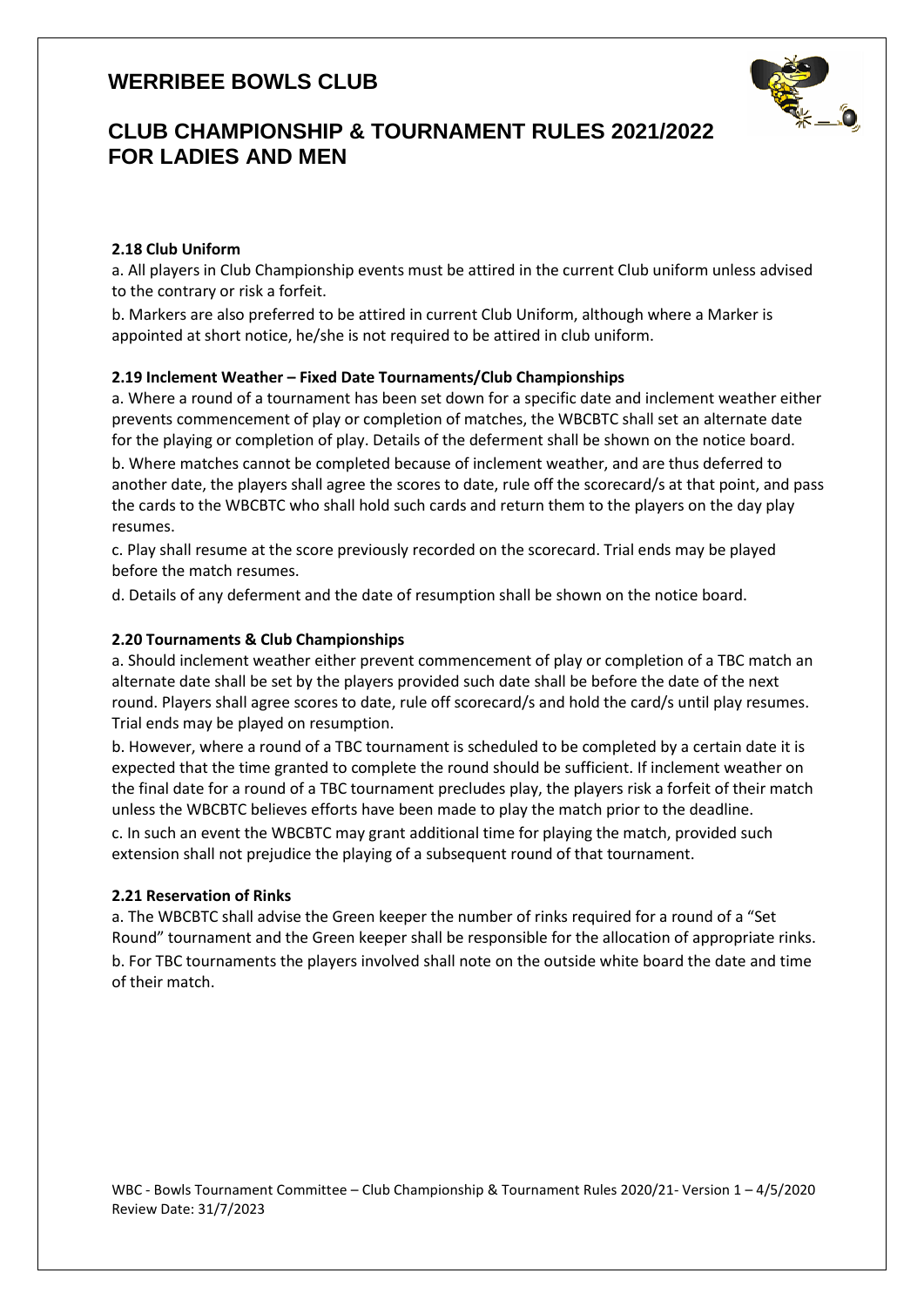**2.18 Club Uniform**

a. All players in Club Championship events must be attired in the current Club uniform unless advised to the contrary or risk a forfeit.

b. Markers are also preferred to be attired in current Club Uniform, although where a Marker is appointed at short notice, he/she is not required to be attired in club uniform.

**2.19 Inclement Weather – Fixed Date Tournaments/Club Championships**

a. Where a round of a tournament has been set down for a specific date and inclement weather either prevents commencement of play or completion of matches, the WBCBTC shall set an alternate date for the playing or completion of play. Details of the deferment shall be shown on the notice board.

b. Where matches cannot be completed because of inclement weather, and are thus deferred to another date, the players shall agree the scores to date, rule off the scorecard/s at that point, and pass the cards to the WBCBTC who shall hold such cards and return them to the players on the day play resumes.

c. Play shall resume at the score previously recorded on the scorecard. Trial ends may be played before the match resumes.

d. Details of any deferment and the date of resumption shall be shown on the notice board.

**2.20 Tournaments & Club Championships**

a. Should inclement weather either prevent commencement of play or completion of a TBC match an alternate date shall be set by the players provided such date shall be before the date of the next round. Players shall agree scores to date, rule off scorecard/s and hold the card/s until play resumes. Trial ends may be played on resumption.

b. However, where a round of a TBC tournament is scheduled to be completed by a certain date it is expected that the time granted to complete the round should be sufficient. If inclement weather on the final date for a round of a TBC tournament precludes play, the players risk a forfeit of their match unless the WBCBTC believes efforts have been made to play the match prior to the deadline.

c. In such an event the WBCBTC may grant additional time for playing the match, provided such extension shall not prejudice the playing of a subsequent round of that tournament.

**2.21 Reservation of Rinks**

a. The WBCBTC shall advise the Green keeper the number of rinks required for a round of a "Set Round" tournament and the Green keeper shall be responsible for the allocation of appropriate rinks.

b. For TBC tournaments the players involved shall note on the outside white board the date and time of their match.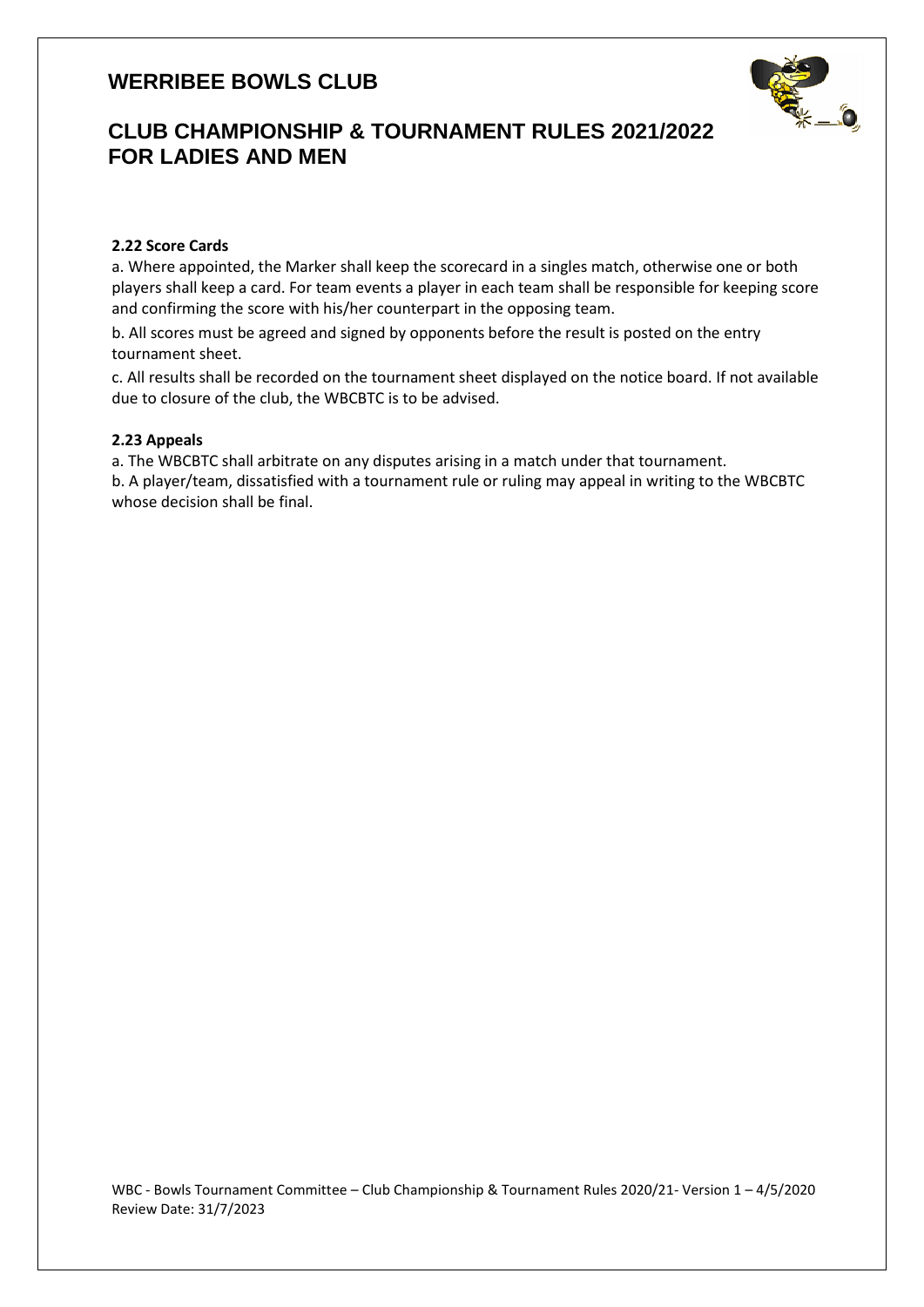#### 2.22 Score Cards

a. Where appointed, the Marker shall keep the scorecard in a singles match, otherwise one or both players shall keep a card. For team events a player in each team shall be responsible for keeping score and confirming the score with his/her counterpart in the opposing team.

b. All scores must be agreed and signed by opponents before the result is posted on the entry tournament sheet.

c. All results shall be recorded on the tournament sheet displayed on the notice board. If not available due to closure of the club, the WBCBTC is to be advised.

#### 2.23 Appeals

a. The WBCBTC shall arbitrate on any disputes arising in a match under that tournament.

b. A player/team, dissatisfied with a tournament rule or ruling may appeal in writing to the WBCBTC whose decision shall be final.